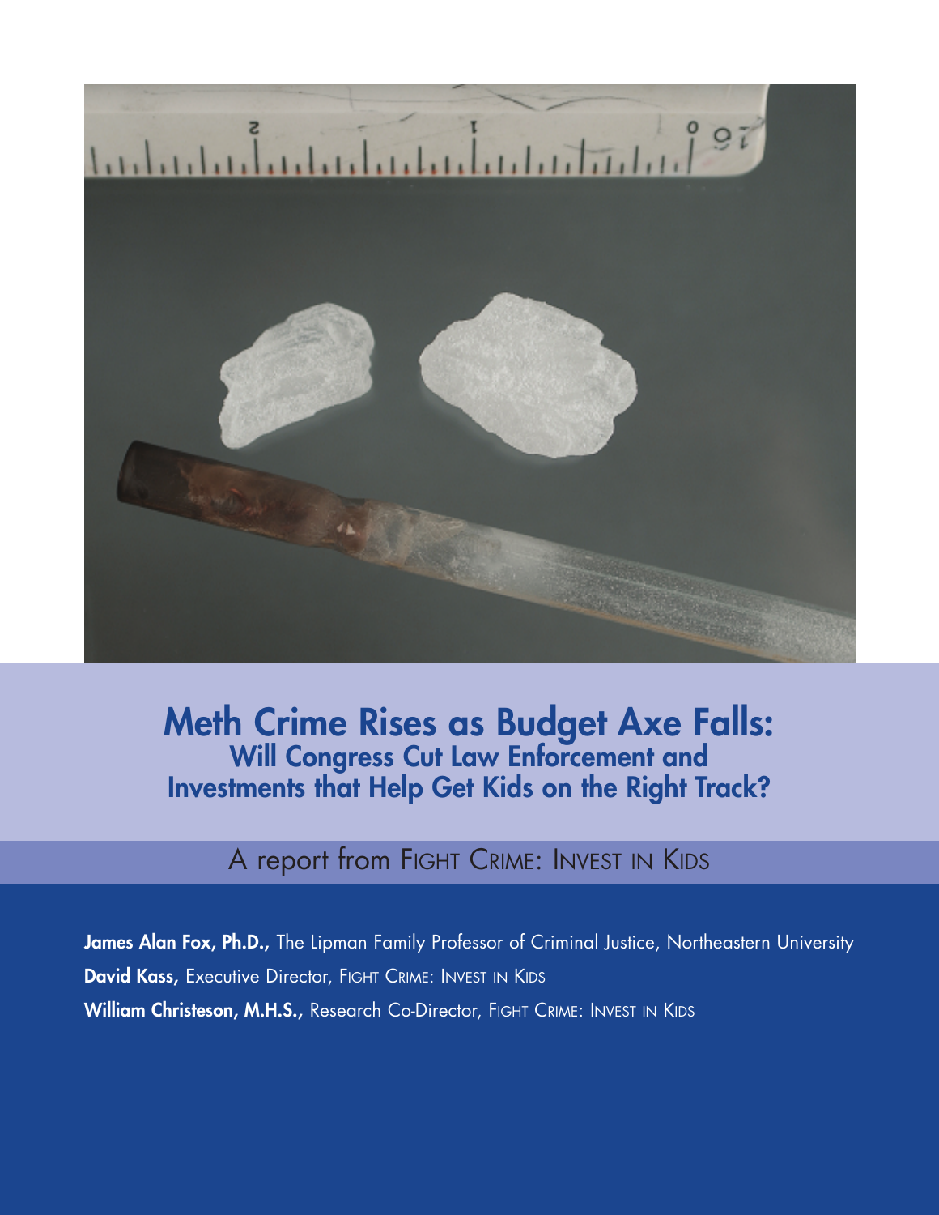# Meth Crime Rises as Budget Axe Falls:

## Will Congress Cut Law Enforcement and Investments that Help Get Kids on the Right Track?

A report from FIGHT CRIME: INVEST IN KIDS

**James Alan Fox, Ph.D.,** The Lipman Family Professor of Criminal Justice, Northeastern University

**David Kass,** Executive Director, FIGHT CRIME: INVEST IN KIDS

**William Christeson, M.H.S.,** Research Co-Director, FIGHT CRIME: INVEST IN KIDS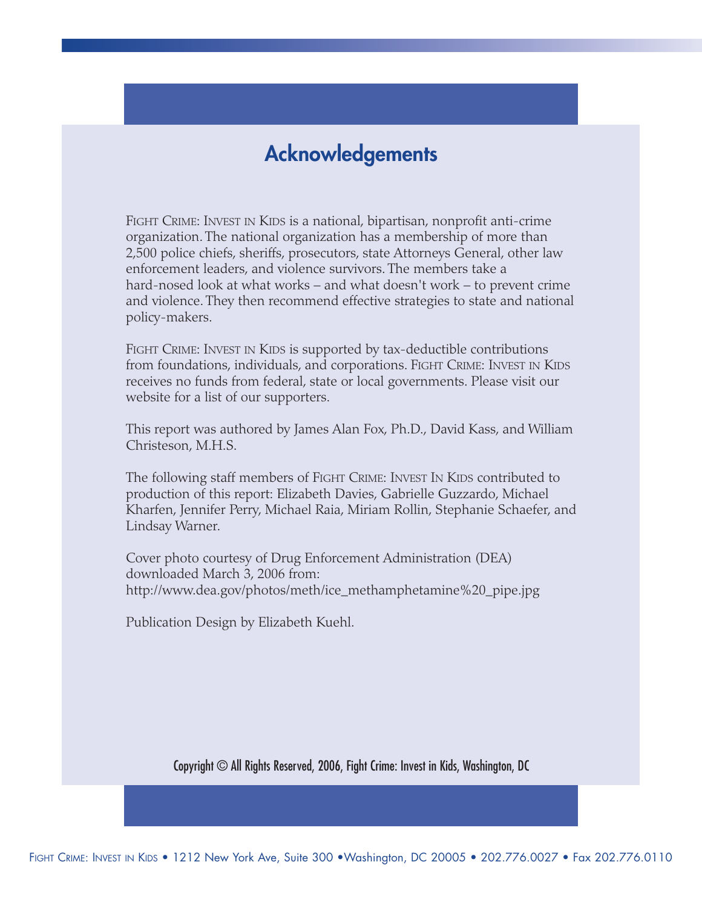# Acknowledgements

FIGHT CRIME: INVEST IN KIDS is a national, bipartisan, nonprofit anti-crime organization. The national organization has a membership of more than 2,500 police chiefs, sheriffs, prosecutors, state Attorneys General, other law enforcement leaders, and violence survivors. The members take a hard-nosed look at what works – and what doesn't work – to prevent crime and violence. They then recommend effective strategies to state and national policy-makers.

FIGHT CRIME: INVEST IN KIDS is supported by tax-deductible contributions from foundations, individuals, and corporations. FIGHT CRIME: INVEST IN KIDS receives no funds from federal, state or local governments. Please visit our website for a list of our supporters.

This report was authored by James Alan Fox, Ph.D., David Kass, and William Christeson, M.H.S.

The following staff members of FIGHT CRIME: INVEST IN KIDS contributed to production of this report: Elizabeth Davies, Gabrielle Guzzardo, Michael Kharfen, Jennifer Perry, Michael Raia, Miriam Rollin, Stephanie Schaefer, and Lindsay Warner.

Cover photo courtesy of Drug Enforcement Administration (DEA) downloaded March 3, 2006 from: http://www.dea.gov/photos/meth/ice_methamphetamine%20_pipe.jpg

Publication Design by Elizabeth Kuehl.

Copyright © All Rights Reserved, 2006, Fight Crime: Invest in Kids, Washington, DC

FIGHT CRIME: INVEST IN KIDS • 1212 New York Ave, Suite 300 • Washington, DC 20005 • 202.776.0027 • Fax 202.776.0110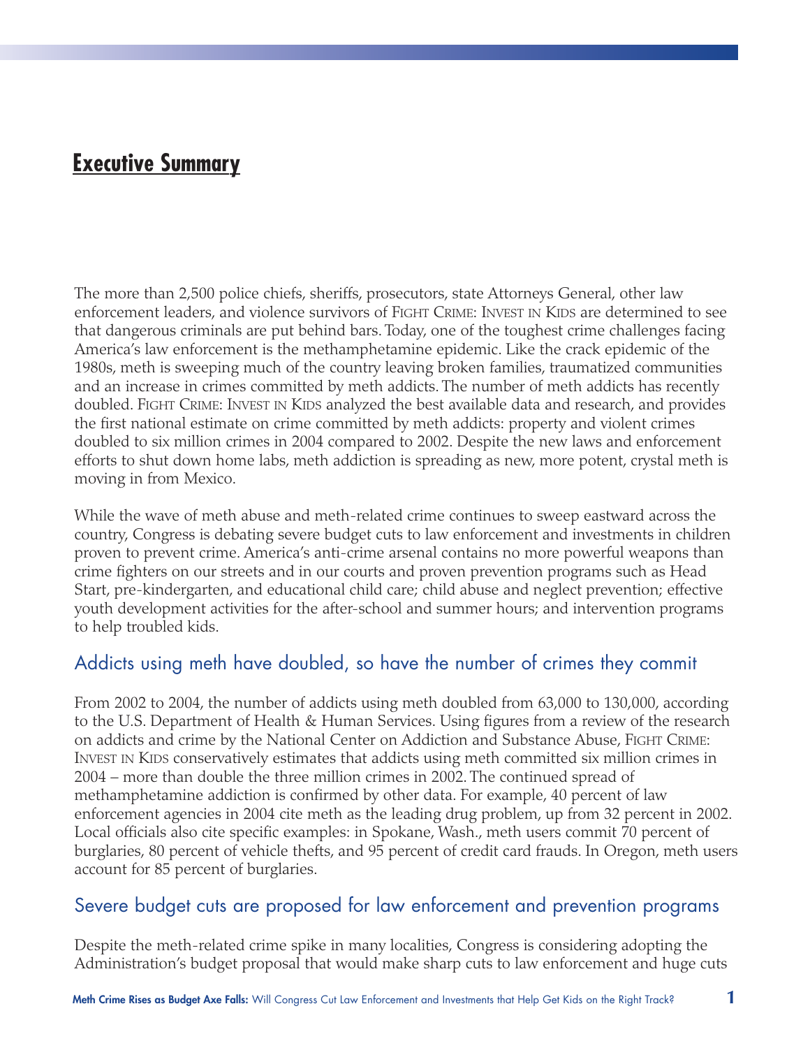## Executive Summary

The more than 2,500 police chiefs, sheriffs, prosecutors, state Attorneys General, other law enforcement leaders, and violence survivors of FIGHT CRIME: INVEST IN KIDS are determined to see that dangerous criminals are put behind bars. Today, one of the toughest crime challenges facing America's law enforcement is the methamphetamine epidemic. Like the crack epidemic of the 1980s, meth is sweeping much of the country leaving broken families, traumatized communities and an increase in crimes committed by meth addicts. The number of meth addicts has recently doubled. FIGHT CRIME: INVEST IN KIDS analyzed the best available data and research, and provides the first national estimate on crime committed by meth addicts: property and violent crimes doubled to six million crimes in 2004 compared to 2002. Despite the new laws and enforcement efforts to shut down home labs, meth addiction is spreading as new, more potent, crystal meth is moving in from Mexico.

While the wave of meth abuse and meth-related crime continues to sweep eastward across the country, Congress is debating severe budget cuts to law enforcement and investments in children proven to prevent crime. America's anti-crime arsenal contains no more powerful weapons than crime fighters on our streets and in our courts and proven prevention programs such as Head Start, pre-kindergarten, and educational child care; child abuse and neglect prevention; effective youth development activities for the after-school and summer hours; and intervention programs to help troubled kids.

### Addicts using meth have doubled, so have the number of crimes they commit

From 2002 to 2004, the number of addicts using meth doubled from 63,000 to 130,000, according to the U.S. Department of Health & Human Services. Using figures from a review of the research on addicts and crime by the National Center on Addiction and Substance Abuse, FIGHT CRIME: INVEST IN KIDS conservatively estimates that addicts using meth committed six million crimes in 2004 – more than double the three million crimes in 2002. The continued spread of methamphetamine addiction is confirmed by other data. For example, 40 percent of law enforcement agencies in 2004 cite meth as the leading drug problem, up from 32 percent in 2002. Local officials also cite specific examples: in Spokane, Wash., meth users commit 70 percent of burglaries, 80 percent of vehicle thefts, and 95 percent of credit card frauds. In Oregon, meth users account for 85 percent of burglaries.

### Severe budget cuts are proposed for law enforcement and prevention programs

Despite the meth-related crime spike in many localities, Congress is considering adopting the Administration's budget proposal that would make sharp cuts to law enforcement and huge cuts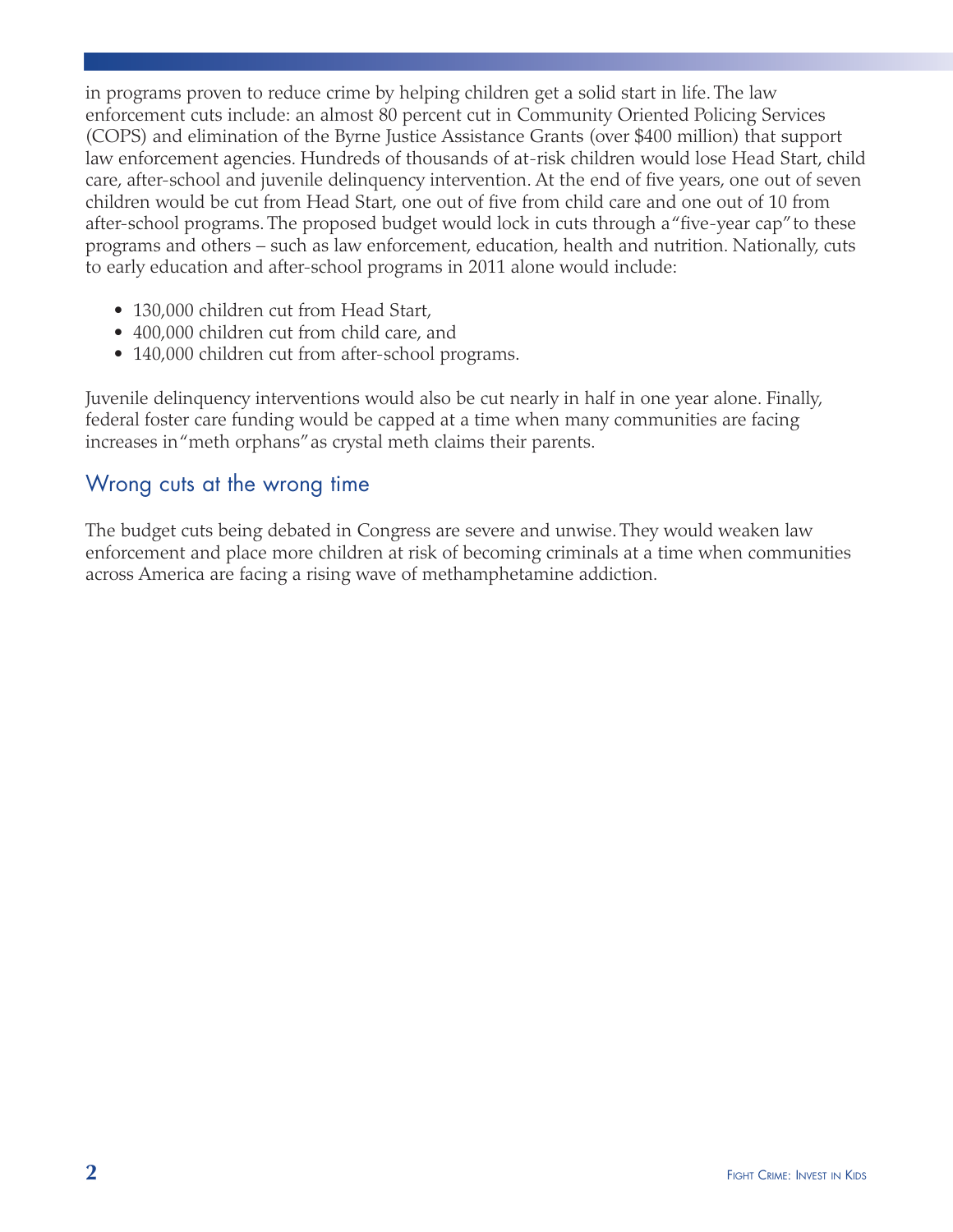in programs proven to reduce crime by helping children get a solid start in life. The law enforcement cuts include: an almost 80 percent cut in Community Oriented Policing Services (COPS) and elimination of the Byrne Justice Assistance Grants (over $400 million) that support law enforcement agencies. Hundreds of thousands of at-risk children would lose Head Start, child care, after-school and juvenile delinquency intervention. At the end of five years, one out of seven children would be cut from Head Start, one out of five from child care and one out of 10 from after-school programs. The proposed budget would lock in cuts through a "five-year cap" to these programs and others – such as law enforcement, education, health and nutrition. Nationally, cuts to early education and after-school programs in 2011 alone would include:

- 130,000 children cut from Head Start,
- 400,000 children cut from child care, and
- 140,000 children cut from after-school programs.

Juvenile delinquency interventions would also be cut nearly in half in one year alone. Finally, federal foster care funding would be capped at a time when many communities are facing increases in "meth orphans" as crystal meth claims their parents.

## Wrong cuts at the wrong time

The budget cuts being debated in Congress are severe and unwise. They would weaken law enforcement and place more children at risk of becoming criminals at a time when communities across America are facing a rising wave of methamphetamine addiction.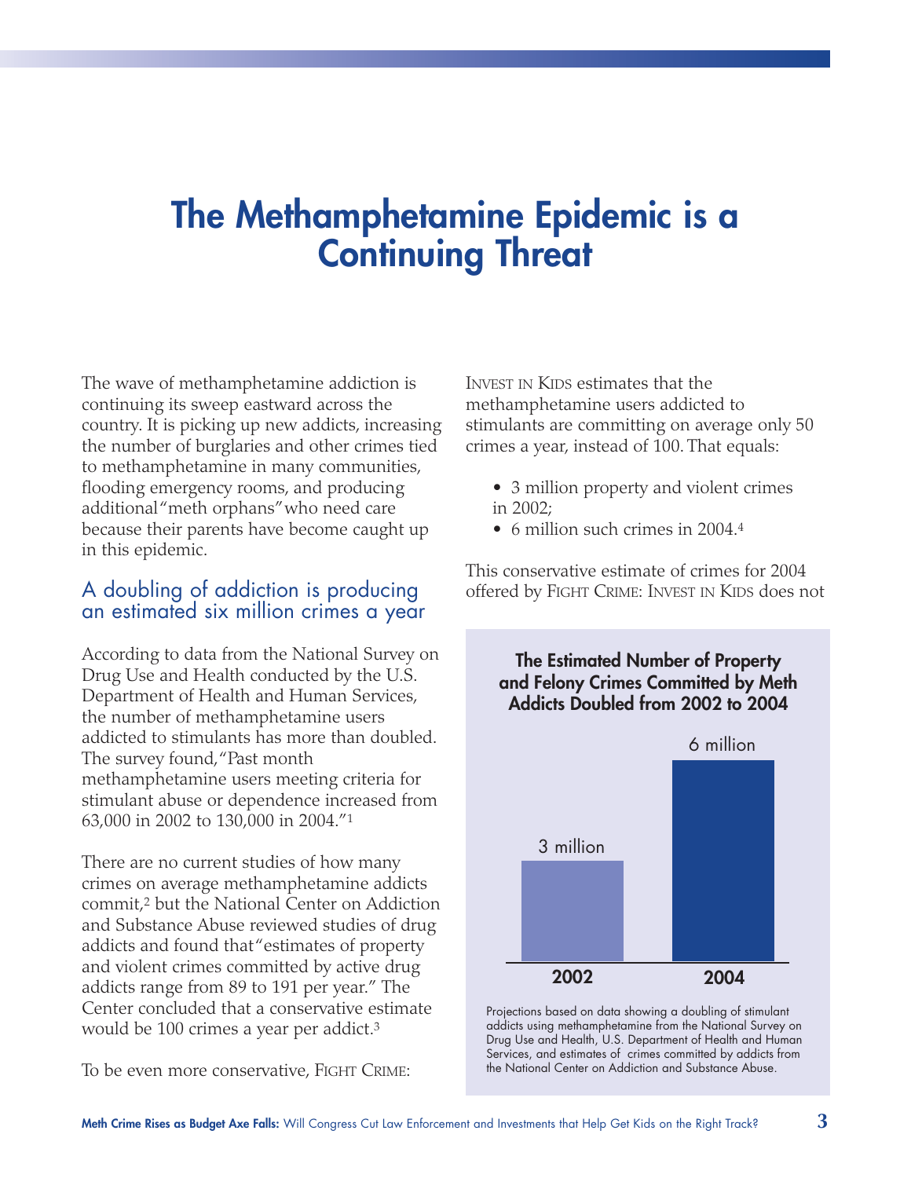# The Methamphetamine Epidemic is a Continuing Threat

The wave of methamphetamine addiction is continuing its sweep eastward across the country. It is picking up new addicts, increasing the number of burglaries and other crimes tied to methamphetamine in many communities, flooding emergency rooms, and producing additional "meth orphans" who need care because their parents have become caught up in this epidemic.

## A doubling of addiction is producing an estimated six million crimes a year

According to data from the National Survey on Drug Use and Health conducted by the U.S. Department of Health and Human Services, the number of methamphetamine users addicted to stimulants has more than doubled. The survey found, "Past month methamphetamine users meeting criteria for stimulant abuse or dependence increased from 63,000 in 2002 to 130,000 in 2004."[1]

There are no current studies of how many crimes on average methamphetamine addicts commit,[2] but the National Center on Addiction and Substance Abuse reviewed studies of drug addicts and found that "estimates of property and violent crimes committed by active drug addicts range from 89 to 191 per year." The Center concluded that a conservative estimate would be 100 crimes a year per addict.[3]

To be even more conservative, FIGHT CRIME: INVEST IN KIDS estimates that the methamphetamine users addicted to stimulants are committing on average only 50 crimes a year, instead of 100. That equals:

- 3 million property and violent crimes in 2002;
- 6 million such crimes in 2004.[4]

This conservative estimate of crimes for 2004 offered by FIGHT CRIME: INVEST IN KIDS does not

**The Estimated Number of Property and Felony Crimes Committed by Meth Addicts Doubled from 2002 to 2004**

| Year | Estimated Crimes |
|---|---|
| 2002 | 3 million |
| 2004 | 6 million |

Projections based on data showing a doubling of stimulant addicts using methamphetamine from the National Survey on Drug Use and Health, U.S. Department of Health and Human Services, and estimates of crimes committed by addicts from the National Center on Addiction and Substance Abuse.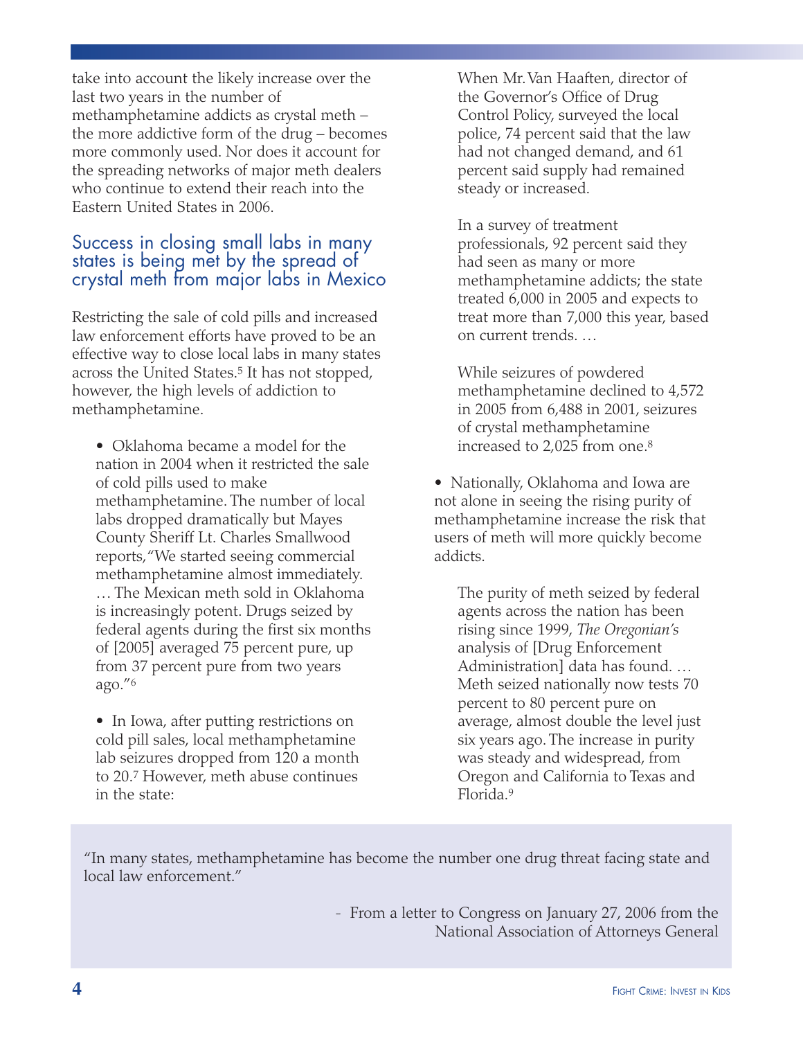take into account the likely increase over the last two years in the number of methamphetamine addicts as crystal meth – the more addictive form of the drug – becomes more commonly used. Nor does it account for the spreading networks of major meth dealers who continue to extend their reach into the Eastern United States in 2006.

## Success in closing small labs in many states is being met by the spread of crystal meth from major labs in Mexico

Restricting the sale of cold pills and increased law enforcement efforts have proved to be an effective way to close local labs in many states across the United States.[5] It has not stopped, however, the high levels of addiction to methamphetamine.

- Oklahoma became a model for the nation in 2004 when it restricted the sale of cold pills used to make methamphetamine. The number of local labs dropped dramatically but Mayes County Sheriff Lt. Charles Smallwood reports, "We started seeing commercial methamphetamine almost immediately. … The Mexican meth sold in Oklahoma is increasingly potent. Drugs seized by federal agents during the first six months of [2005] averaged 75 percent pure, up from 37 percent pure from two years ago."[6]

- In Iowa, after putting restrictions on cold pill sales, local methamphetamine lab seizures dropped from 120 a month to 20.[7] However, meth abuse continues in the state:

  > When Mr. Van Haaften, director of the Governor's Office of Drug Control Policy, surveyed the local police, 74 percent said that the law had not changed demand, and 61 percent said supply had remained steady or increased.
  >
  > In a survey of treatment professionals, 92 percent said they had seen as many or more methamphetamine addicts; the state treated 6,000 in 2005 and expects to treat more than 7,000 this year, based on current trends. …
  >
  > While seizures of powdered methamphetamine declined to 4,572 in 2005 from 6,488 in 2001, seizures of crystal methamphetamine increased to 2,025 from one.[8]

- Nationally, Oklahoma and Iowa are not alone in seeing the rising purity of methamphetamine increase the risk that users of meth will more quickly become addicts.

  > The purity of meth seized by federal agents across the nation has been rising since 1999, *The Oregonian's* analysis of [Drug Enforcement Administration] data has found. … Meth seized nationally now tests 70 percent to 80 percent pure on average, almost double the level just six years ago. The increase in purity was steady and widespread, from Oregon and California to Texas and Florida.[9]

> "In many states, methamphetamine has become the number one drug threat facing state and local law enforcement."
>
> \- From a letter to Congress on January 27, 2006 from the National Association of Attorneys General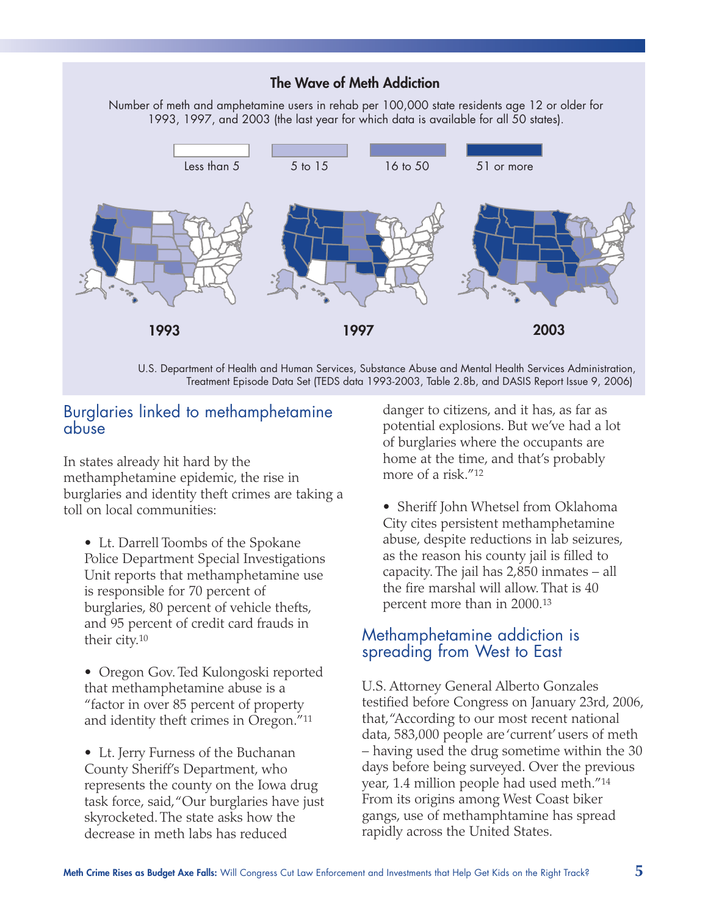### The Wave of Meth Addiction

Number of meth and amphetamine users in rehab per 100,000 state residents age 12 or older for 1993, 1997, and 2003 (the last year for which data is available for all 50 states).

Less than 5 | 5 to 15 | 16 to 50 | 51 or more

1993 | 1997 | 2003

U.S. Department of Health and Human Services, Substance Abuse and Mental Health Services Administration, Treatment Episode Data Set (TEDS data 1993-2003, Table 2.8b, and DASIS Report Issue 9, 2006)

## Burglaries linked to methamphetamine abuse

In states already hit hard by the methamphetamine epidemic, the rise in burglaries and identity theft crimes are taking a toll on local communities:

- Lt. Darrell Toombs of the Spokane Police Department Special Investigations Unit reports that methamphetamine use is responsible for 70 percent of burglaries, 80 percent of vehicle thefts, and 95 percent of credit card frauds in their city.[10]

- Oregon Gov. Ted Kulongoski reported that methamphetamine abuse is a "factor in over 85 percent of property and identity theft crimes in Oregon."[11]

- Lt. Jerry Furness of the Buchanan County Sheriff's Department, who represents the county on the Iowa drug task force, said, "Our burglaries have just skyrocketed. The state asks how the decrease in meth labs has reduced danger to citizens, and it has, as far as potential explosions. But we've had a lot of burglaries where the occupants are home at the time, and that's probably more of a risk."[12]

- Sheriff John Whetsel from Oklahoma City cites persistent methamphetamine abuse, despite reductions in lab seizures, as the reason his county jail is filled to capacity. The jail has 2,850 inmates – all the fire marshal will allow. That is 40 percent more than in 2000.[13]

## Methamphetamine addiction is spreading from West to East

U.S. Attorney General Alberto Gonzales testified before Congress on January 23rd, 2006, that, "According to our most recent national data, 583,000 people are 'current' users of meth – having used the drug sometime within the 30 days before being surveyed. Over the previous year, 1.4 million people had used meth."[14] From its origins among West Coast biker gangs, use of methamphtamine has spread rapidly across the United States.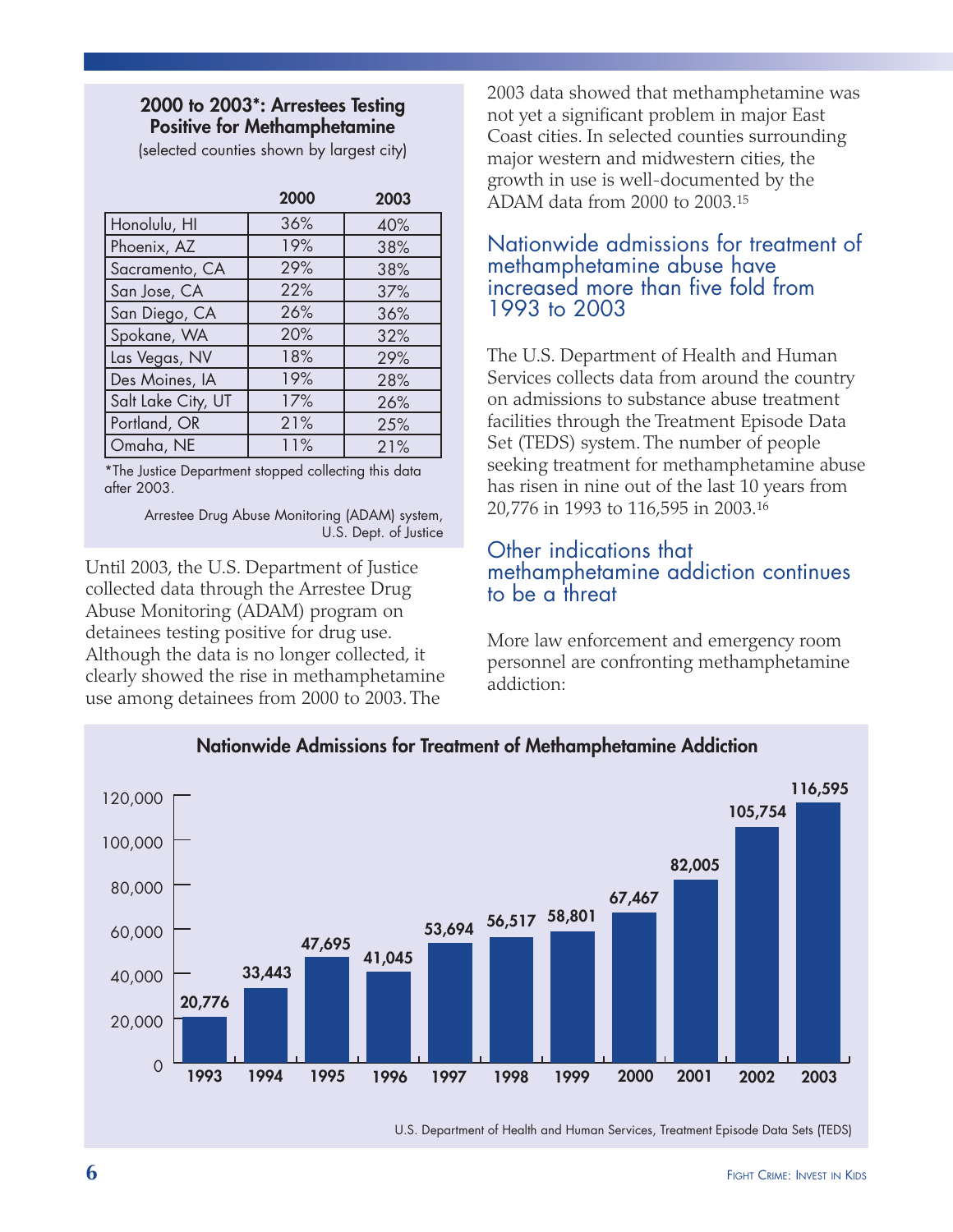**2000 to 2003*: Arrestees Testing Positive for Methamphetamine**

(selected counties shown by largest city)

| | 2000 | 2003 |
|---|---|---|
| Honolulu, HI | 36% | 40% |
| Phoenix, AZ | 19% | 38% |
| Sacramento, CA | 29% | 38% |
| San Jose, CA | 22% | 37% |
| San Diego, CA | 26% | 36% |
| Spokane, WA | 20% | 32% |
| Las Vegas, NV | 18% | 29% |
| Des Moines, IA | 19% | 28% |
| Salt Lake City, UT | 17% | 26% |
| Portland, OR | 21% | 25% |
| Omaha, NE | 11% | 21% |

*The Justice Department stopped collecting this data after 2003.

Arrestee Drug Abuse Monitoring (ADAM) system, U.S. Dept. of Justice

Until 2003, the U.S. Department of Justice collected data through the Arrestee Drug Abuse Monitoring (ADAM) program on detainees testing positive for drug use. Although the data is no longer collected, it clearly showed the rise in methamphetamine use among detainees from 2000 to 2003. The 2003 data showed that methamphetamine was not yet a significant problem in major East Coast cities. In selected counties surrounding major western and midwestern cities, the growth in use is well-documented by the ADAM data from 2000 to 2003.[15]

## Nationwide admissions for treatment of methamphetamine abuse have increased more than five fold from 1993 to 2003

The U.S. Department of Health and Human Services collects data from around the country on admissions to substance abuse treatment facilities through the Treatment Episode Data Set (TEDS) system. The number of people seeking treatment for methamphetamine abuse has risen in nine out of the last 10 years from 20,776 in 1993 to 116,595 in 2003.[16]

## Other indications that methamphetamine addiction continues to be a threat

More law enforcement and emergency room personnel are confronting methamphetamine addiction:

**Nationwide Admissions for Treatment of Methamphetamine Addiction**

| Year | Admissions |
|---|---|
| 1993 | 20,776 |
| 1994 | 33,443 |
| 1995 | 47,695 |
| 1996 | 41,045 |
| 1997 | 53,694 |
| 1998 | 56,517 |
| 1999 | 58,801 |
| 2000 | 67,467 |
| 2001 | 82,005 |
| 2002 | 105,754 |
| 2003 | 116,595 |

U.S. Department of Health and Human Services, Treatment Episode Data Sets (TEDS)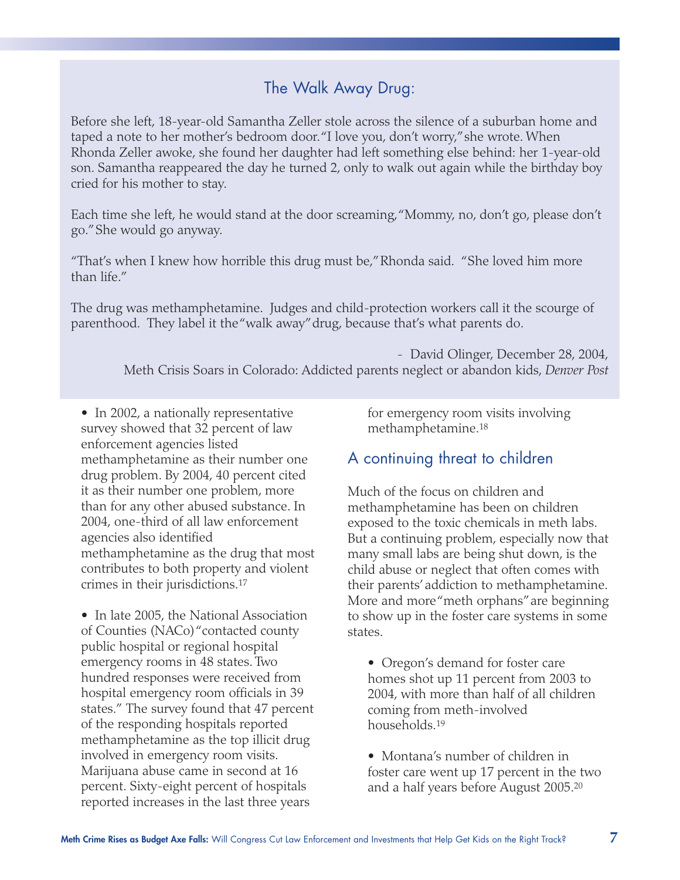## The Walk Away Drug:

Before she left, 18-year-old Samantha Zeller stole across the silence of a suburban home and taped a note to her mother's bedroom door. "I love you, don't worry," she wrote. When Rhonda Zeller awoke, she found her daughter had left something else behind: her 1-year-old son. Samantha reappeared the day he turned 2, only to walk out again while the birthday boy cried for his mother to stay.

Each time she left, he would stand at the door screaming, "Mommy, no, don't go, please don't go." She would go anyway.

"That's when I knew how horrible this drug must be," Rhonda said. "She loved him more than life."

The drug was methamphetamine. Judges and child-protection workers call it the scourge of parenthood. They label it the "walk away" drug, because that's what parents do.

- David Olinger, December 28, 2004, Meth Crisis Soars in Colorado: Addicted parents neglect or abandon kids, *Denver Post*

- In 2002, a nationally representative survey showed that 32 percent of law enforcement agencies listed methamphetamine as their number one drug problem. By 2004, 40 percent cited it as their number one problem, more than for any other abused substance. In 2004, one-third of all law enforcement agencies also identified methamphetamine as the drug that most contributes to both property and violent crimes in their jurisdictions.[17]

- In late 2005, the National Association of Counties (NACo) "contacted county public hospital or regional hospital emergency rooms in 48 states. Two hundred responses were received from hospital emergency room officials in 39 states." The survey found that 47 percent of the responding hospitals reported methamphetamine as the top illicit drug involved in emergency room visits. Marijuana abuse came in second at 16 percent. Sixty-eight percent of hospitals reported increases in the last three years for emergency room visits involving methamphetamine.[18]

## A continuing threat to children

Much of the focus on children and methamphetamine has been on children exposed to the toxic chemicals in meth labs. But a continuing problem, especially now that many small labs are being shut down, is the child abuse or neglect that often comes with their parents' addiction to methamphetamine. More and more "meth orphans" are beginning to show up in the foster care systems in some states.

- Oregon's demand for foster care homes shot up 11 percent from 2003 to 2004, with more than half of all children coming from meth-involved households.[19]

- Montana's number of children in foster care went up 17 percent in the two and a half years before August 2005.[20]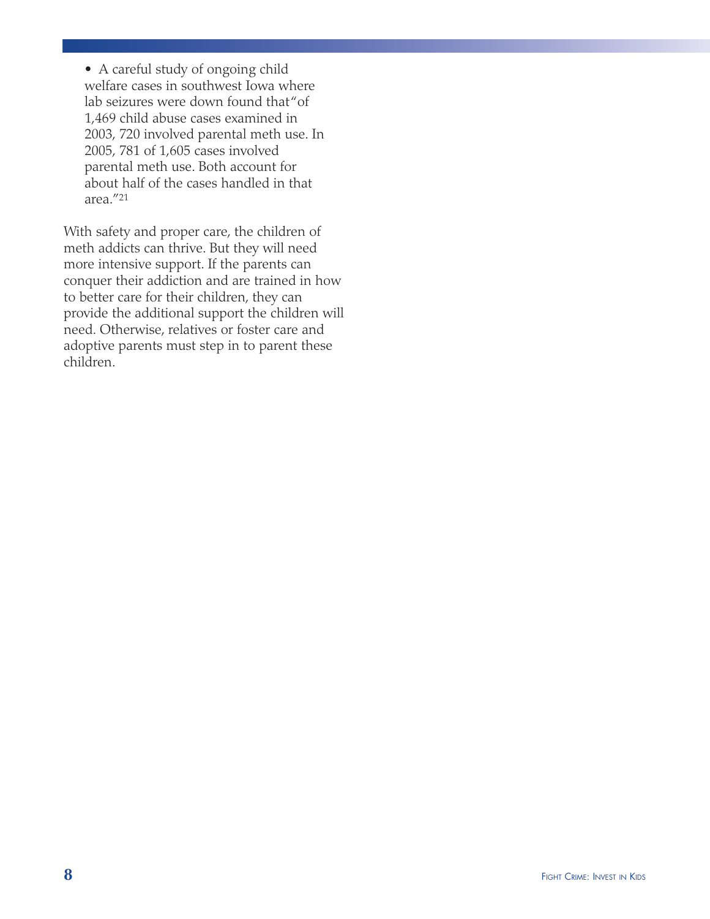- A careful study of ongoing child welfare cases in southwest Iowa where lab seizures were down found that "of 1,469 child abuse cases examined in 2003, 720 involved parental meth use. In 2005, 781 of 1,605 cases involved parental meth use. Both account for about half of the cases handled in that area."[21]

With safety and proper care, the children of meth addicts can thrive. But they will need more intensive support. If the parents can conquer their addiction and are trained in how to better care for their children, they can provide the additional support the children will need. Otherwise, relatives or foster care and adoptive parents must step in to parent these children.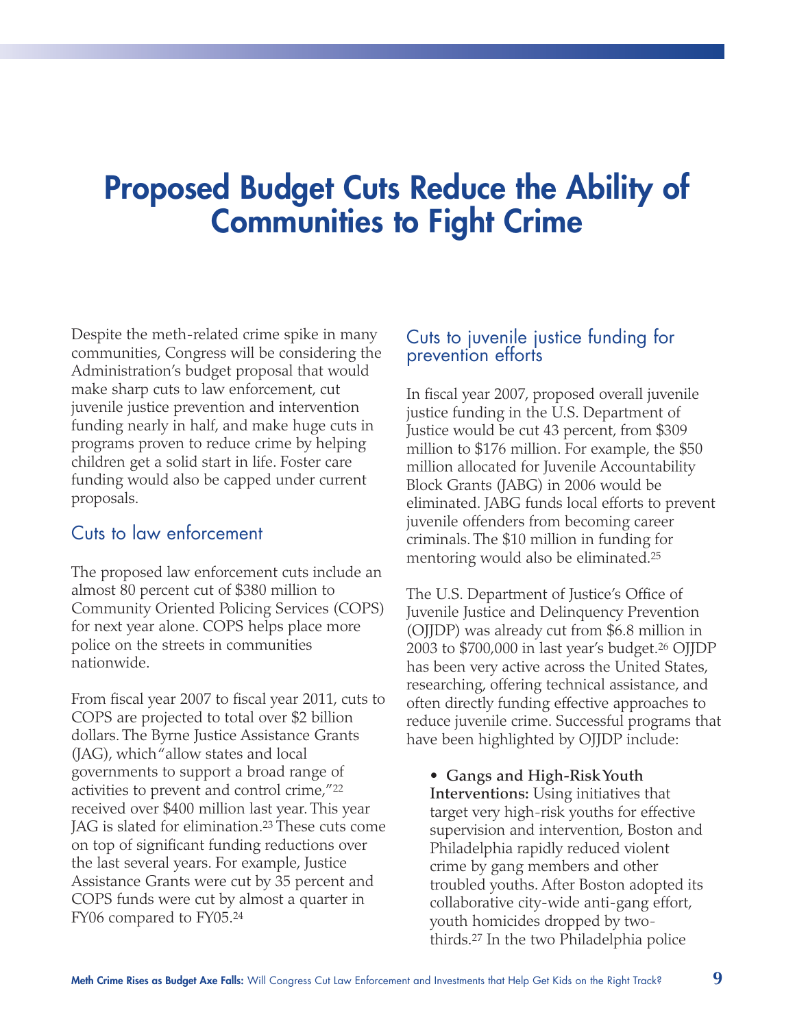# Proposed Budget Cuts Reduce the Ability of Communities to Fight Crime

Despite the meth-related crime spike in many communities, Congress will be considering the Administration's budget proposal that would make sharp cuts to law enforcement, cut juvenile justice prevention and intervention funding nearly in half, and make huge cuts in programs proven to reduce crime by helping children get a solid start in life. Foster care funding would also be capped under current proposals.

## Cuts to law enforcement

The proposed law enforcement cuts include an almost 80 percent cut of $380 million to Community Oriented Policing Services (COPS) for next year alone. COPS helps place more police on the streets in communities nationwide.

From fiscal year 2007 to fiscal year 2011, cuts to COPS are projected to total over $2 billion dollars. The Byrne Justice Assistance Grants (JAG), which "allow states and local governments to support a broad range of activities to prevent and control crime,"[22] received over $400 million last year. This year JAG is slated for elimination.[23] These cuts come on top of significant funding reductions over the last several years. For example, Justice Assistance Grants were cut by 35 percent and COPS funds were cut by almost a quarter in FY06 compared to FY05.[24]

## Cuts to juvenile justice funding for prevention efforts

In fiscal year 2007, proposed overall juvenile justice funding in the U.S. Department of Justice would be cut 43 percent, from $309 million to $176 million. For example, the $50 million allocated for Juvenile Accountability Block Grants (JABG) in 2006 would be eliminated. JABG funds local efforts to prevent juvenile offenders from becoming career criminals. The $10 million in funding for mentoring would also be eliminated.[25]

The U.S. Department of Justice's Office of Juvenile Justice and Delinquency Prevention (OJJDP) was already cut from $6.8 million in 2003 to $700,000 in last year's budget.[26] OJJDP has been very active across the United States, researching, offering technical assistance, and often directly funding effective approaches to reduce juvenile crime. Successful programs that have been highlighted by OJJDP include:

- **Gangs and High-Risk Youth Interventions:** Using initiatives that target very high-risk youths for effective supervision and intervention, Boston and Philadelphia rapidly reduced violent crime by gang members and other troubled youths. After Boston adopted its collaborative city-wide anti-gang effort, youth homicides dropped by two-thirds.[27] In the two Philadelphia police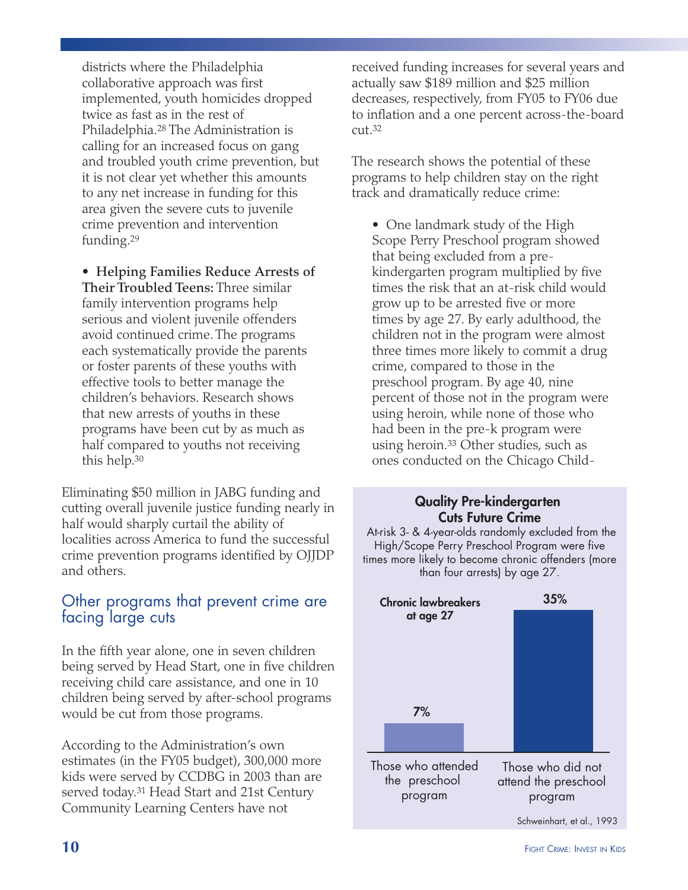districts where the Philadelphia collaborative approach was first implemented, youth homicides dropped twice as fast as in the rest of Philadelphia.[28] The Administration is calling for an increased focus on gang and troubled youth crime prevention, but it is not clear yet whether this amounts to any net increase in funding for this area given the severe cuts to juvenile crime prevention and intervention funding.[29]

- **Helping Families Reduce Arrests of Their Troubled Teens:** Three similar family intervention programs help serious and violent juvenile offenders avoid continued crime. The programs each systematically provide the parents or foster parents of these youths with effective tools to better manage the children's behaviors. Research shows that new arrests of youths in these programs have been cut by as much as half compared to youths not receiving this help.[30]

Eliminating $50 million in JABG funding and cutting overall juvenile justice funding nearly in half would sharply curtail the ability of localities across America to fund the successful crime prevention programs identified by OJJDP and others.

## Other programs that prevent crime are facing large cuts

In the fifth year alone, one in seven children being served by Head Start, one in five children receiving child care assistance, and one in 10 children being served by after-school programs would be cut from those programs.

According to the Administration's own estimates (in the FY05 budget), 300,000 more kids were served by CCDBG in 2003 than are served today.[31] Head Start and 21st Century Community Learning Centers have not received funding increases for several years and actually saw $189 million and $25 million decreases, respectively, from FY05 to FY06 due to inflation and a one percent across-the-board cut.[32]

The research shows the potential of these programs to help children stay on the right track and dramatically reduce crime:

- One landmark study of the High Scope Perry Preschool program showed that being excluded from a pre-kindergarten program multiplied by five times the risk that an at-risk child would grow up to be arrested five or more times by age 27. By early adulthood, the children not in the program were almost three times more likely to commit a drug crime, compared to those in the preschool program. By age 40, nine percent of those not in the program were using heroin, while none of those who had been in the pre-k program were using heroin.[33] Other studies, such as ones conducted on the Chicago Child-

**Quality Pre-kindergarten Cuts Future Crime**

At-risk 3- & 4-year-olds randomly excluded from the High/Scope Perry Preschool Program were five times more likely to become chronic offenders (more than four arrests) by age 27.

| Chronic lawbreakers at age 27 | |
|---|---|
| Those who attended the preschool program | 7% |
| Those who did not attend the preschool program | 35% |

Schweinhart, et al., 1993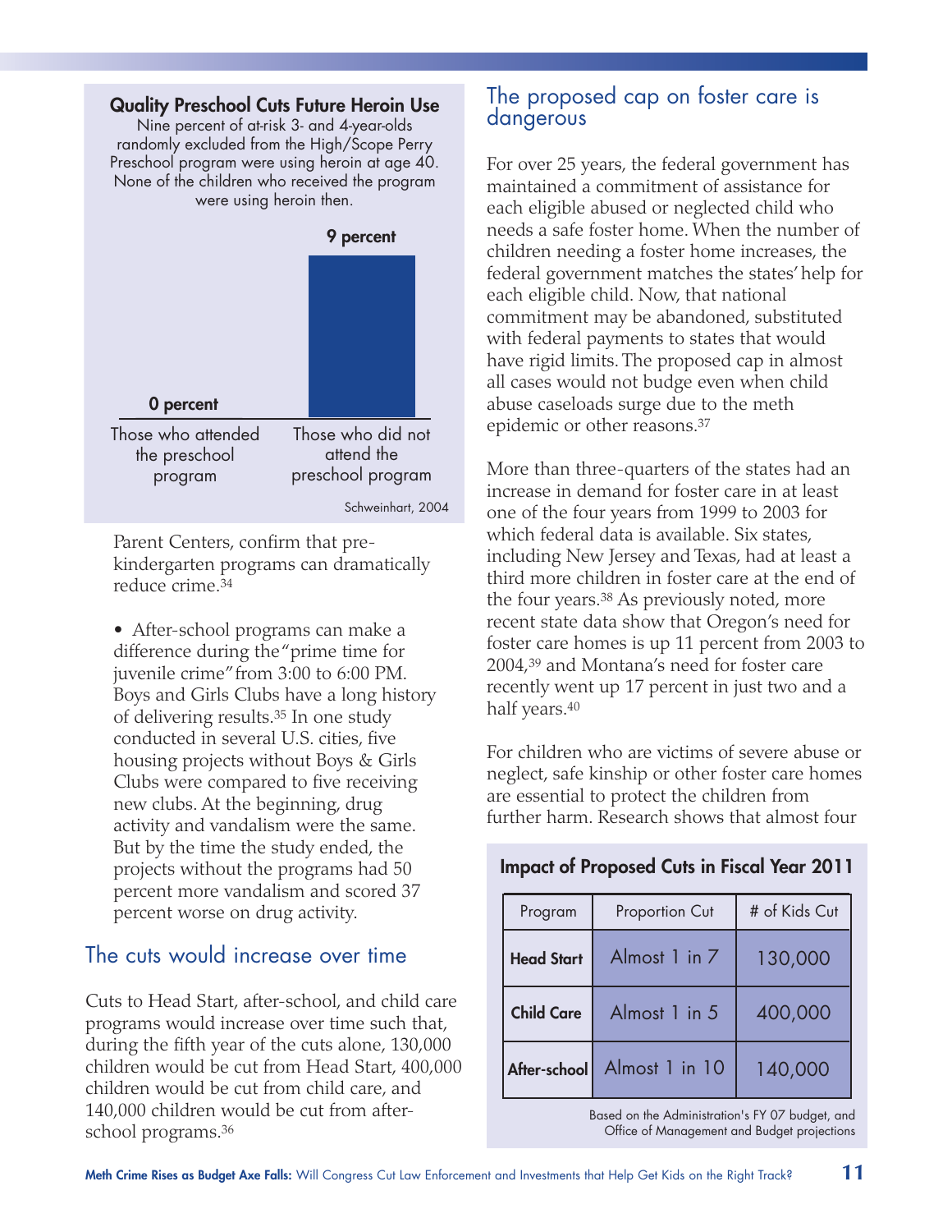**Quality Preschool Cuts Future Heroin Use**

Nine percent of at-risk 3- and 4-year-olds randomly excluded from the High/Scope Perry Preschool program were using heroin at age 40. None of the children who received the program were using heroin then.

| | Those who attended the preschool program | Those who did not attend the preschool program |
|---|---|---|
| Heroin use at age 40 | 0 percent | 9 percent |

Schweinhart, 2004

Parent Centers, confirm that pre-kindergarten programs can dramatically reduce crime.[34]

- After-school programs can make a difference during the "prime time for juvenile crime" from 3:00 to 6:00 PM. Boys and Girls Clubs have a long history of delivering results.[35] In one study conducted in several U.S. cities, five housing projects without Boys & Girls Clubs were compared to five receiving new clubs. At the beginning, drug activity and vandalism were the same. But by the time the study ended, the projects without the programs had 50 percent more vandalism and scored 37 percent worse on drug activity.

## The cuts would increase over time

Cuts to Head Start, after-school, and child care programs would increase over time such that, during the fifth year of the cuts alone, 130,000 children would be cut from Head Start, 400,000 children would be cut from child care, and 140,000 children would be cut from after-school programs.[36]

## The proposed cap on foster care is dangerous

For over 25 years, the federal government has maintained a commitment of assistance for each eligible abused or neglected child who needs a safe foster home. When the number of children needing a foster home increases, the federal government matches the states' help for each eligible child. Now, that national commitment may be abandoned, substituted with federal payments to states that would have rigid limits. The proposed cap in almost all cases would not budge even when child abuse caseloads surge due to the meth epidemic or other reasons.[37]

More than three-quarters of the states had an increase in demand for foster care in at least one of the four years from 1999 to 2003 for which federal data is available. Six states, including New Jersey and Texas, had at least a third more children in foster care at the end of the four years.[38] As previously noted, more recent state data show that Oregon's need for foster care homes is up 11 percent from 2003 to 2004,[39] and Montana's need for foster care recently went up 17 percent in just two and a half years.[40]

For children who are victims of severe abuse or neglect, safe kinship or other foster care homes are essential to protect the children from further harm. Research shows that almost four

**Impact of Proposed Cuts in Fiscal Year 2011**

| Program | Proportion Cut | # of Kids Cut |
|---|---|---|
| **Head Start** | Almost 1 in 7 | 130,000 |
| **Child Care** | Almost 1 in 5 | 400,000 |
| **After-school** | Almost 1 in 10 | 140,000 |

Based on the Administration's FY 07 budget, and Office of Management and Budget projections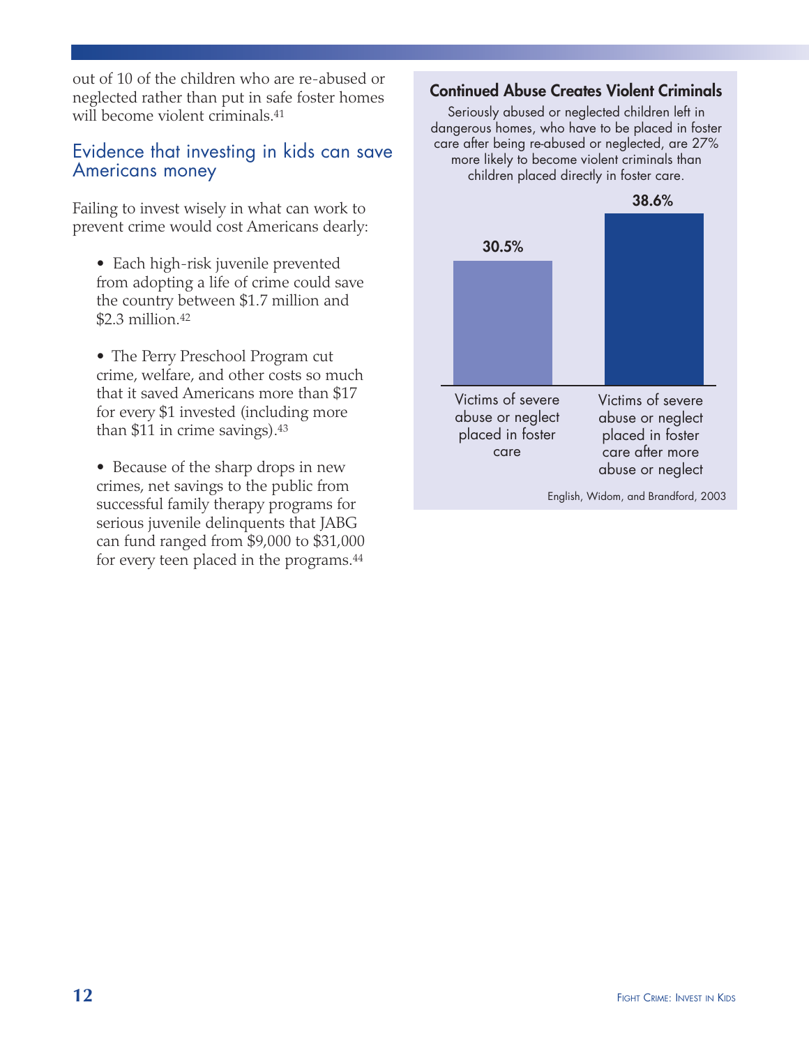out of 10 of the children who are re-abused or neglected rather than put in safe foster homes will become violent criminals.[41]

## Evidence that investing in kids can save Americans money

Failing to invest wisely in what can work to prevent crime would cost Americans dearly:

- Each high-risk juvenile prevented from adopting a life of crime could save the country between $1.7 million and $2.3 million.[42]

- The Perry Preschool Program cut crime, welfare, and other costs so much that it saved Americans more than $17 for every $1 invested (including more than $11 in crime savings).[43]

- Because of the sharp drops in new crimes, net savings to the public from successful family therapy programs for serious juvenile delinquents that JABG can fund ranged from $9,000 to $31,000 for every teen placed in the programs.[44]

### Continued Abuse Creates Violent Criminals

Seriously abused or neglected children left in dangerous homes, who have to be placed in foster care after being re-abused or neglected, are 27% more likely to become violent criminals than children placed directly in foster care.

| Victims of severe abuse or neglect placed in foster care | Victims of severe abuse or neglect placed in foster care after more abuse or neglect |
|---|---|
| 30.5% | 38.6% |

English, Widom, and Brandford, 2003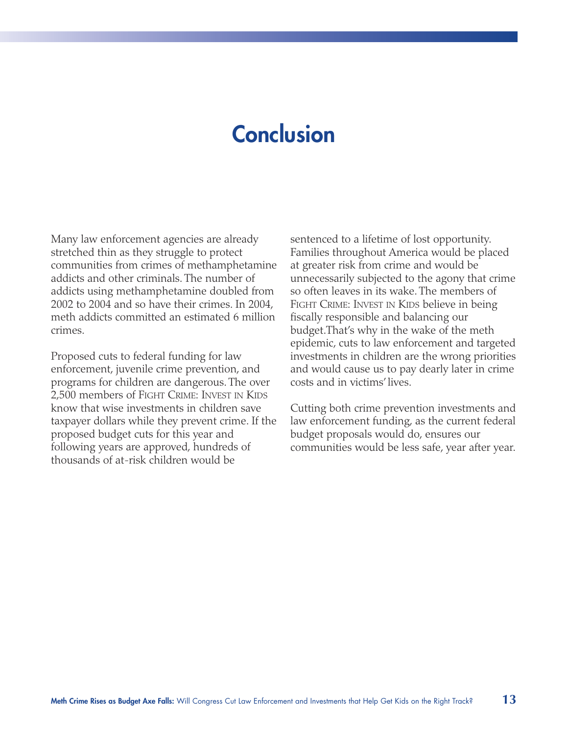# Conclusion

Many law enforcement agencies are already stretched thin as they struggle to protect communities from crimes of methamphetamine addicts and other criminals. The number of addicts using methamphetamine doubled from 2002 to 2004 and so have their crimes. In 2004, meth addicts committed an estimated 6 million crimes.

Proposed cuts to federal funding for law enforcement, juvenile crime prevention, and programs for children are dangerous. The over 2,500 members of FIGHT CRIME: INVEST IN KIDS know that wise investments in children save taxpayer dollars while they prevent crime. If the proposed budget cuts for this year and following years are approved, hundreds of thousands of at-risk children would be sentenced to a lifetime of lost opportunity. Families throughout America would be placed at greater risk from crime and would be unnecessarily subjected to the agony that crime so often leaves in its wake. The members of FIGHT CRIME: INVEST IN KIDS believe in being fiscally responsible and balancing our budget.That's why in the wake of the meth epidemic, cuts to law enforcement and targeted investments in children are the wrong priorities and would cause us to pay dearly later in crime costs and in victims' lives.

Cutting both crime prevention investments and law enforcement funding, as the current federal budget proposals would do, ensures our communities would be less safe, year after year.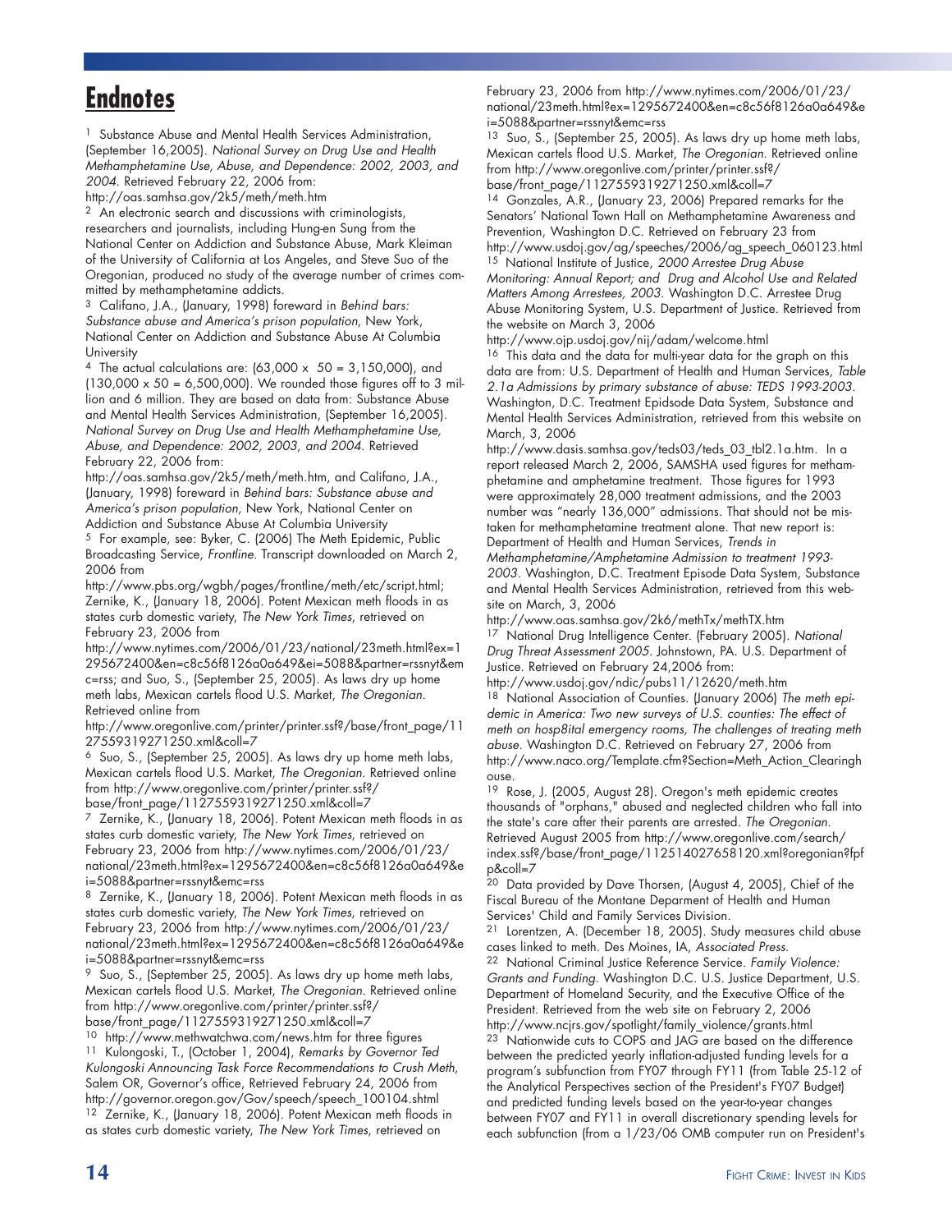# Endnotes

[1] Substance Abuse and Mental Health Services Administration, (September 16,2005). *National Survey on Drug Use and Health Methamphetamine Use, Abuse, and Dependence: 2002, 2003, and 2004.* Retrieved February 22, 2006 from: http://oas.samhsa.gov/2k5/meth/meth.htm

[2] An electronic search and discussions with criminologists, researchers and journalists, including Hung-en Sung from the National Center on Addiction and Substance Abuse, Mark Kleiman of the University of California at Los Angeles, and Steve Suo of the Oregonian, produced no study of the average number of crimes committed by methamphetamine addicts.

[3] Califano, J.A., (January, 1998) foreward in *Behind bars: Substance abuse and America's prison population*, New York, National Center on Addiction and Substance Abuse At Columbia University

[4] The actual calculations are: (63,000 x 50 = 3,150,000), and (130,000 x 50 = 6,500,000). We rounded those figures off to 3 million and 6 million. They are based on data from: Substance Abuse and Mental Health Services Administration, (September 16,2005). *National Survey on Drug Use and Health Methamphetamine Use, Abuse, and Dependence: 2002, 2003, and 2004.* Retrieved February 22, 2006 from: http://oas.samhsa.gov/2k5/meth/meth.htm, and Califano, J.A., (January, 1998) foreward in *Behind bars: Substance abuse and America's prison population*, New York, National Center on Addiction and Substance Abuse At Columbia University

[5] For example, see: Byker, C. (2006) The Meth Epidemic, Public Broadcasting Service, *Frontline.* Transcript downloaded on March 2, 2006 from http://www.pbs.org/wgbh/pages/frontline/meth/etc/script.html; Zernike, K., (January 18, 2006). Potent Mexican meth floods in as states curb domestic variety, *The New York Times*, retrieved on February 23, 2006 from http://www.nytimes.com/2006/01/23/national/23meth.html?ex=1295672400&en=c8c56f8126a0a649&ei=5088&partner=rssnyt&emc=rss; and Suo, S., (September 25, 2005). As laws dry up home meth labs, Mexican cartels flood U.S. Market, *The Oregonian.* Retrieved online from http://www.oregonlive.com/printer/printer.ssf?/base/front_page/1127559319271250.xml&coll=7

[6] Suo, S., (September 25, 2005). As laws dry up home meth labs, Mexican cartels flood U.S. Market, *The Oregonian.* Retrieved online from http://www.oregonlive.com/printer/printer.ssf?/base/front_page/1127559319271250.xml&coll=7

[7] Zernike, K., (January 18, 2006). Potent Mexican meth floods in as states curb domestic variety, *The New York Times*, retrieved on February 23, 2006 from http://www.nytimes.com/2006/01/23/national/23meth.html?ex=1295672400&en=c8c56f8126a0a649&ei=5088&partner=rssnyt&emc=rss

[8] Zernike, K., (January 18, 2006). Potent Mexican meth floods in as states curb domestic variety, *The New York Times*, retrieved on February 23, 2006 from http://www.nytimes.com/2006/01/23/national/23meth.html?ex=1295672400&en=c8c56f8126a0a649&ei=5088&partner=rssnyt&emc=rss

[9] Suo, S., (September 25, 2005). As laws dry up home meth labs, Mexican cartels flood U.S. Market, *The Oregonian.* Retrieved online from http://www.oregonlive.com/printer/printer.ssf?/base/front_page/1127559319271250.xml&coll=7

[10] http://www.methwatchwa.com/news.htm for three figures

[11] Kulongoski, T., (October 1, 2004), *Remarks by Governor Ted Kulongoski Announcing Task Force Recommendations to Crush Meth*, Salem OR, Governor's office, Retrieved February 24, 2006 from http://governor.oregon.gov/Gov/speech/speech_100104.shtml

[12] Zernike, K., (January 18, 2006). Potent Mexican meth floods in as states curb domestic variety, *The New York Times*, retrieved on February 23, 2006 from http://www.nytimes.com/2006/01/23/national/23meth.html?ex=1295672400&en=c8c56f8126a0a649&ei=5088&partner=rssnyt&emc=rss

[13] Suo, S., (September 25, 2005). As laws dry up home meth labs, Mexican cartels flood U.S. Market, *The Oregonian.* Retrieved online from http://www.oregonlive.com/printer/printer.ssf?/base/front_page/1127559319271250.xml&coll=7

[14] Gonzales, A.R., (January 23, 2006) Prepared remarks for the Senators' National Town Hall on Methamphetamine Awareness and Prevention, Washington D.C. Retrieved on February 23 from http://www.usdoj.gov/ag/speeches/2006/ag_speech_060123.html

[15] National Institute of Justice, *2000 Arrestee Drug Abuse Monitoring: Annual Report; and Drug and Alcohol Use and Related Matters Among Arrestees, 2003.* Washington D.C. Arrestee Drug Abuse Monitoring System, U.S. Department of Justice. Retrieved from the website on March 3, 2006 http://www.ojp.usdoj.gov/nij/adam/welcome.html

[16] This data and the data for multi-year data for the graph on this data are from: U.S. Department of Health and Human Services, *Table 2.1a Admissions by primary substance of abuse: TEDS 1993-2003*. Washington, D.C. Treatment Epidsode Data System, Substance and Mental Health Services Administration, retrieved from this website on March, 3, 2006 http://www.dasis.samhsa.gov/teds03/teds_03_tbl2.1a.htm. In a report released March 2, 2006, SAMSHA used figures for methamphetamine and amphetamine treatment. Those figures for 1993 were approximately 28,000 treatment admissions, and the 2003 number was "nearly 136,000" admissions. That should not be mistaken for methamphetamine treatment alone. That new report is: Department of Health and Human Services, *Trends in Methamphetamine/Amphetamine Admission to treatment 1993-2003*. Washington, D.C. Treatment Episode Data System, Substance and Mental Health Services Administration, retrieved from this website on March, 3, 2006 http://www.oas.samhsa.gov/2k6/methTx/methTX.htm

[17] National Drug Intelligence Center. (February 2005). *National Drug Threat Assessment 2005.* Johnstown, PA. U.S. Department of Justice. Retrieved on February 24,2006 from: http://www.usdoj.gov/ndic/pubs11/12620/meth.htm

[18] National Association of Counties. (January 2006) *The meth epidemic in America: Two new surveys of U.S. counties: The effect of meth on hosp8ital emergency rooms, The challenges of treating meth abuse.* Washington D.C. Retrieved on February 27, 2006 from http://www.naco.org/Template.cfm?Section=Meth_Action_Clearinghouse.

[19] Rose, J. (2005, August 28). Oregon's meth epidemic creates thousands of "orphans," abused and neglected children who fall into the state's care after their parents are arrested. *The Oregonian.* Retrieved August 2005 from http://www.oregonlive.com/search/index.ssf?/base/front_page/112514027658120.xml?oregonian?fpfp&coll=7

[20] Data provided by Dave Thorsen, (August 4, 2005), Chief of the Fiscal Bureau of the Montane Deparment of Health and Human Services' Child and Family Services Division.

[21] Lorentzen, A. (December 18, 2005). Study measures child abuse cases linked to meth. Des Moines, IA, *Associated Press.*

[22] National Criminal Justice Reference Service. *Family Violence: Grants and Funding.* Washington D.C. U.S. Justice Department, U.S. Department of Homeland Security, and the Executive Office of the President. Retrieved from the web site on February 2, 2006 http://www.ncjrs.gov/spotlight/family_violence/grants.html

[23] Nationwide cuts to COPS and JAG are based on the difference between the predicted yearly inflation-adjusted funding levels for a program's subfunction from FY07 through FY11 (from Table 25-12 of the Analytical Perspectives section of the President's FY07 Budget) and predicted funding levels based on the year-to-year changes between FY07 and FY11 in overall discretionary spending levels for each subfunction (from a 1/23/06 OMB computer run on President's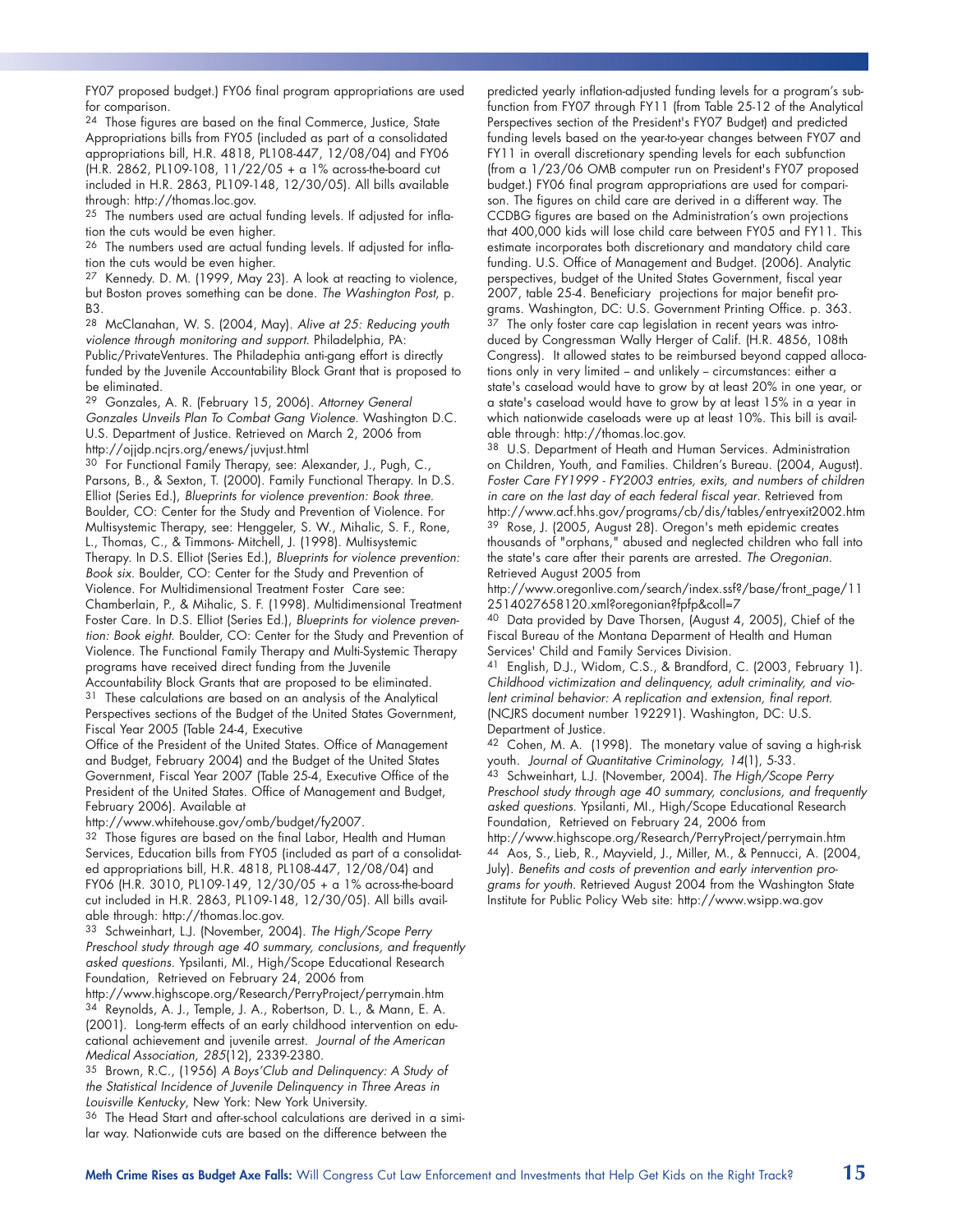FY07 proposed budget.) FY06 final program appropriations are used for comparison.

[24] Those figures are based on the final Commerce, Justice, State Appropriations bills from FY05 (included as part of a consolidated appropriations bill, H.R. 4818, PL108-447, 12/08/04) and FY06 (H.R. 2862, PL109-108, 11/22/05 + a 1% across-the-board cut included in H.R. 2863, PL109-148, 12/30/05). All bills available through: http://thomas.loc.gov.

[25] The numbers used are actual funding levels. If adjusted for inflation the cuts would be even higher.

[26] The numbers used are actual funding levels. If adjusted for inflation the cuts would be even higher.

[27] Kennedy. D. M. (1999, May 23). A look at reacting to violence, but Boston proves something can be done. *The Washington Post*, p. B3.

[28] McClanahan, W. S. (2004, May). *Alive at 25: Reducing youth violence through monitoring and support.* Philadelphia, PA: Public/PrivateVentures. The Philadelphia anti-gang effort is directly funded by the Juvenile Accountability Block Grant that is proposed to be eliminated.

[29] Gonzales, A. R. (February 15, 2006). *Attorney General Gonzales Unveils Plan To Combat Gang Violence.* Washington D.C. U.S. Department of Justice. Retrieved on March 2, 2006 from http://ojjdp.ncjrs.org/enews/juvjust.html

[30] For Functional Family Therapy, see: Alexander, J., Pugh, C., Parsons, B., & Sexton, T. (2000). Family Functional Therapy. In D.S. Elliot (Series Ed.), *Blueprints for violence prevention: Book three.* Boulder, CO: Center for the Study and Prevention of Violence. For Multisystemic Therapy, see: Henggeler, S. W., Mihalic, S. F., Rone, L., Thomas, C., & Timmons- Mitchell, J. (1998). Multisystemic Therapy. In D.S. Elliot (Series Ed.), *Blueprints for violence prevention: Book six.* Boulder, CO: Center for the Study and Prevention of Violence. For Multidimensional Treatment Foster Care see: Chamberlain, P., & Mihalic, S. F. (1998). Multidimensional Treatment Foster Care. In D.S. Elliot (Series Ed.), *Blueprints for violence prevention: Book eight.* Boulder, CO: Center for the Study and Prevention of Violence. The Functional Family Therapy and Multi-Systemic Therapy programs have received direct funding from the Juvenile Accountability Block Grants that are proposed to be eliminated.

[31] These calculations are based on an analysis of the Analytical Perspectives sections of the Budget of the United States Government, Fiscal Year 2005 (Table 24-4, Executive Office of the President of the United States. Office of Management and Budget, February 2004) and the Budget of the United States Government, Fiscal Year 2007 (Table 25-4, Executive Office of the President of the United States. Office of Management and Budget, February 2006). Available at http://www.whitehouse.gov/omb/budget/fy2007.

[32] Those figures are based on the final Labor, Health and Human Services, Education bills from FY05 (included as part of a consolidated appropriations bill, H.R. 4818, PL108-447, 12/08/04) and FY06 (H.R. 3010, PL109-149, 12/30/05 + a 1% across-the-board cut included in H.R. 2863, PL109-148, 12/30/05). All bills available through: http://thomas.loc.gov.

[33] Schweinhart, L.J. (November, 2004). *The High/Scope Perry Preschool study through age 40 summary, conclusions, and frequently asked questions.* Ypsilanti, MI., High/Scope Educational Research Foundation, Retrieved on February 24, 2006 from http://www.highscope.org/Research/PerryProject/perrymain.htm

[34] Reynolds, A. J., Temple, J. A., Robertson, D. L., & Mann, E. A. (2001). Long-term effects of an early childhood intervention on educational achievement and juvenile arrest. *Journal of the American Medical Association, 285*(12), 2339-2380.

[35] Brown, R.C., (1956) *A Boys'Club and Delinquency: A Study of the Statistical Incidence of Juvenile Delinquency in Three Areas in Louisville Kentucky*, New York: New York University.

[36] The Head Start and after-school calculations are derived in a similar way. Nationwide cuts are based on the difference between the predicted yearly inflation-adjusted funding levels for a program's subfunction from FY07 through FY11 (from Table 25-12 of the Analytical Perspectives section of the President's FY07 Budget) and predicted funding levels based on the year-to-year changes between FY07 and FY11 in overall discretionary spending levels for each subfunction (from a 1/23/06 OMB computer run on President's FY07 proposed budget.) FY06 final program appropriations are used for comparison. The figures on child care are derived in a different way. The CCDBG figures are based on the Administration's own projections that 400,000 kids will lose child care between FY05 and FY11. This estimate incorporates both discretionary and mandatory child care funding. U.S. Office of Management and Budget. (2006). Analytic perspectives, budget of the United States Government, fiscal year 2007, table 25-4. Beneficiary projections for major benefit programs. Washington, DC: U.S. Government Printing Office. p. 363.

[37] The only foster care cap legislation in recent years was introduced by Congressman Wally Herger of Calif. (H.R. 4856, 108th Congress). It allowed states to be reimbursed beyond capped allocations only in very limited – and unlikely – circumstances: either a state's caseload would have to grow by at least 20% in one year, or a state's caseload would have to grow by at least 15% in a year in which nationwide caseloads were up at least 10%. This bill is available through: http://thomas.loc.gov.

[38] U.S. Department of Heath and Human Services. Administration on Children, Youth, and Families. Children's Bureau. (2004, August). *Foster Care FY1999 - FY2003 entries, exits, and numbers of children in care on the last day of each federal fiscal year.* Retrieved from http://www.acf.hhs.gov/programs/cb/dis/tables/entryexit2002.htm

[39] Rose, J. (2005, August 28). Oregon's meth epidemic creates thousands of "orphans," abused and neglected children who fall into the state's care after their parents are arrested. *The Oregonian.* Retrieved August 2005 from http://www.oregonlive.com/search/index.ssf?/base/front_page/112514027658120.xml?oregonian?fpfp&coll=7

[40] Data provided by Dave Thorsen, (August 4, 2005), Chief of the Fiscal Bureau of the Montana Deparment of Health and Human Services' Child and Family Services Division.

[41] English, D.J., Widom, C.S., & Brandford, C. (2003, February 1). *Childhood victimization and delinquency, adult criminality, and violent criminal behavior: A replication and extension, final report.* (NCJRS document number 192291). Washington, DC: U.S. Department of Justice.

[42] Cohen, M. A. (1998). The monetary value of saving a high-risk youth. *Journal of Quantitative Criminology, 14*(1), 5-33.

[43] Schweinhart, L.J. (November, 2004). *The High/Scope Perry Preschool study through age 40 summary, conclusions, and frequently asked questions.* Ypsilanti, MI., High/Scope Educational Research Foundation, Retrieved on February 24, 2006 from http://www.highscope.org/Research/PerryProject/perrymain.htm

[44] Aos, S., Lieb, R., Mayvield, J., Miller, M., & Pennucci, A. (2004, July). *Benefits and costs of prevention and early intervention programs for youth.* Retrieved August 2004 from the Washington State Institute for Public Policy Web site: http://www.wsipp.wa.gov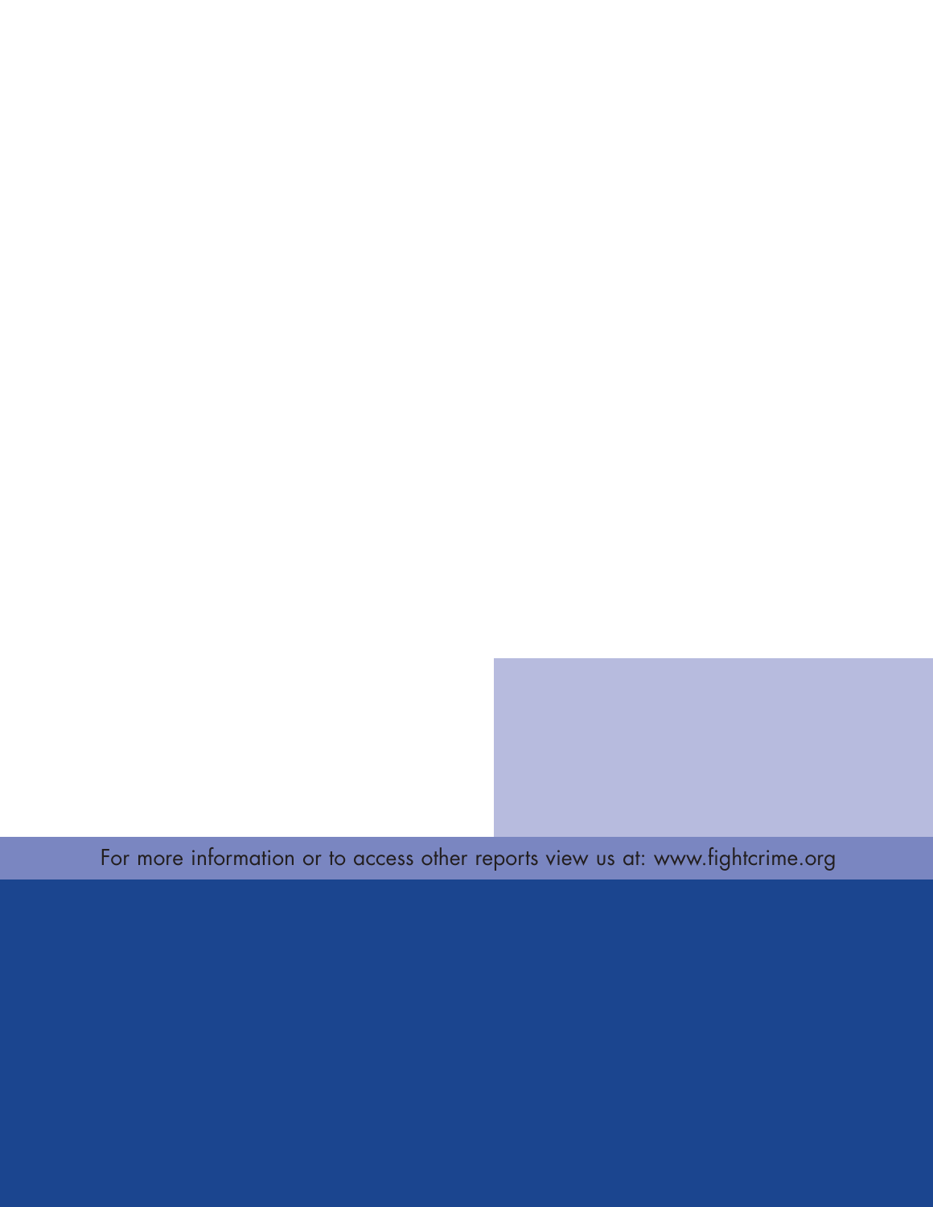For more information or to access other reports view us at: www.fightcrime.org